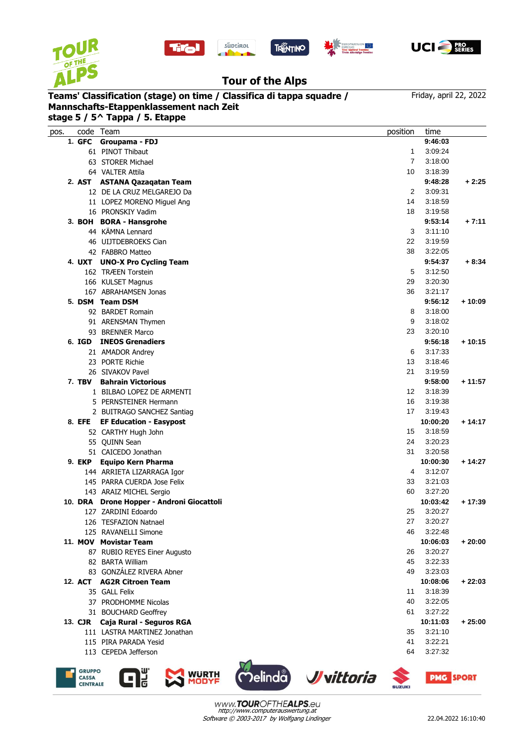# Tour of the Alps

**Teams' Classification (stage) on time / Classifica di tappa squadre / Mannschafts-Etappenklassement nach Zeit**
**stage 5 / 5^ Tappa / 5. Etappe**

Friday, april 22, 2022

| pos. | code | Team | position | time | |
|---|---|---|---|---|---|
| **1.** | **GFC** | **Groupama - FDJ** | | **9:46:03** | |
| | 61 | PINOT Thibaut | 1 | 3:09:24 | |
| | 63 | STORER Michael | 7 | 3:18:00 | |
| | 64 | VALTER Attila | 10 | 3:18:39 | |
| **2.** | **AST** | **ASTANA Qazaqatan Team** | | **9:48:28** | **+ 2:25** |
| | 12 | DE LA CRUZ MELGAREJO Da | 2 | 3:09:31 | |
| | 11 | LOPEZ MORENO Miguel Ang | 14 | 3:18:59 | |
| | 16 | PRONSKIY Vadim | 18 | 3:19:58 | |
| **3.** | **BOH** | **BORA - Hansgrohe** | | **9:53:14** | **+ 7:11** |
| | 44 | KÄMNA Lennard | 3 | 3:11:10 | |
| | 46 | UIJTDEBROEKS Cian | 22 | 3:19:59 | |
| | 42 | FABBRO Matteo | 38 | 3:22:05 | |
| **4.** | **UXT** | **UNO-X Pro Cycling Team** | | **9:54:37** | **+ 8:34** |
| | 162 | TRÆEN Torstein | 5 | 3:12:50 | |
| | 166 | KULSET Magnus | 29 | 3:20:30 | |
| | 167 | ABRAHAMSEN Jonas | 36 | 3:21:17 | |
| **5.** | **DSM** | **Team DSM** | | **9:56:12** | **+ 10:09** |
| | 92 | BARDET Romain | 8 | 3:18:00 | |
| | 91 | ARENSMAN Thymen | 9 | 3:18:02 | |
| | 93 | BRENNER Marco | 23 | 3:20:10 | |
| **6.** | **IGD** | **INEOS Grenadiers** | | **9:56:18** | **+ 10:15** |
| | 21 | AMADOR Andrey | 6 | 3:17:33 | |
| | 23 | PORTE Richie | 13 | 3:18:46 | |
| | 26 | SIVAKOV Pavel | 21 | 3:19:59 | |
| **7.** | **TBV** | **Bahrain Victorious** | | **9:58:00** | **+ 11:57** |
| | 1 | BILBAO LOPEZ DE ARMENTI | 12 | 3:18:39 | |
| | 5 | PERNSTEINER Hermann | 16 | 3:19:38 | |
| | 2 | BUITRAGO SANCHEZ Santiag | 17 | 3:19:43 | |
| **8.** | **EFE** | **EF Education - Easypost** | | **10:00:20** | **+ 14:17** |
| | 52 | CARTHY Hugh John | 15 | 3:18:59 | |
| | 55 | QUINN Sean | 24 | 3:20:23 | |
| | 51 | CAICEDO Jonathan | 31 | 3:20:58 | |
| **9.** | **EKP** | **Equipo Kern Pharma** | | **10:00:30** | **+ 14:27** |
| | 144 | ARRIETA LIZARRAGA Igor | 4 | 3:12:07 | |
| | 145 | PARRA CUERDA Jose Felix | 33 | 3:21:03 | |
| | 143 | ARAIZ MICHEL Sergio | 60 | 3:27:20 | |
| **10.** | **DRA** | **Drone Hopper - Androni Giocattoli** | | **10:03:42** | **+ 17:39** |
| | 127 | ZARDINI Edoardo | 25 | 3:20:27 | |
| | 126 | TESFAZION Natnael | 27 | 3:20:27 | |
| | 125 | RAVANELLI Simone | 46 | 3:22:48 | |
| **11.** | **MOV** | **Movistar Team** | | **10:06:03** | **+ 20:00** |
| | 87 | RUBIO REYES Einer Augusto | 26 | 3:20:27 | |
| | 82 | BARTA William | 45 | 3:22:33 | |
| | 83 | GONZÁLEZ RIVERA Abner | 49 | 3:23:03 | |
| **12.** | **ACT** | **AG2R Citroen Team** | | **10:08:06** | **+ 22:03** |
| | 35 | GALL Felix | 11 | 3:18:39 | |
| | 37 | PRODHOMME Nicolas | 40 | 3:22:05 | |
| | 31 | BOUCHARD Geoffrey | 61 | 3:27:22 | |
| **13.** | **CJR** | **Caja Rural - Seguros RGA** | | **10:11:03** | **+ 25:00** |
| | 111 | LASTRA MARTINEZ Jonathan | 35 | 3:21:10 | |
| | 115 | PIRA PARADA Yesid | 41 | 3:22:21 | |
| | 113 | CEPEDA Jefferson | 64 | 3:27:32 | |

www.TOUROFTHEALPS.eu
http://www.computerauswertung.at
Software © 2003-2017 by Wolfgang Lindinger

22.04.2022 16:10:40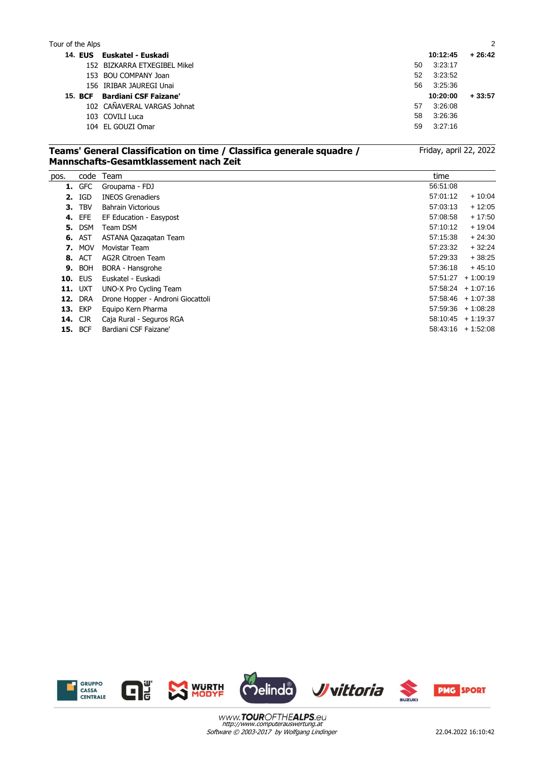| | | | | | |
|---|---|---|---|---|---|
| **14.** | **EUS** | **Euskatel - Euskadi** | | **10:12:45** | **+ 26:42** |
| | 152 | BIZKARRA ETXEGIBEL Mikel | 50 | 3:23:17 | |
| | 153 | BOU COMPANY Joan | 52 | 3:23:52 | |
| | 156 | IRIBAR JAUREGI Unai | 56 | 3:25:36 | |
| **15.** | **BCF** | **Bardiani CSF Faizane'** | | **10:20:00** | **+ 33:57** |
| | 102 | CAÑAVERAL VARGAS Johnat | 57 | 3:26:08 | |
| | 103 | COVILI Luca | 58 | 3:26:36 | |
| | 104 | EL GOUZI Omar | 59 | 3:27:16 | |

## Teams' General Classification on time / Classifica generale squadre / Mannschafts-Gesamtklassement nach Zeit

Friday, april 22, 2022

| pos. | code | Team | time | |
|---|---|---|---|---|
| **1.** | GFC | Groupama - FDJ | 56:51:08 | |
| **2.** | IGD | INEOS Grenadiers | 57:01:12 | + 10:04 |
| **3.** | TBV | Bahrain Victorious | 57:03:13 | + 12:05 |
| **4.** | EFE | EF Education - Easypost | 57:08:58 | + 17:50 |
| **5.** | DSM | Team DSM | 57:10:12 | + 19:04 |
| **6.** | AST | ASTANA Qazaqatan Team | 57:15:38 | + 24:30 |
| **7.** | MOV | Movistar Team | 57:23:32 | + 32:24 |
| **8.** | ACT | AG2R Citroen Team | 57:29:33 | + 38:25 |
| **9.** | BOH | BORA - Hansgrohe | 57:36:18 | + 45:10 |
| **10.** | EUS | Euskatel - Euskadi | 57:51:27 | + 1:00:19 |
| **11.** | UXT | UNO-X Pro Cycling Team | 57:58:24 | + 1:07:16 |
| **12.** | DRA | Drone Hopper - Androni Giocattoli | 57:58:46 | + 1:07:38 |
| **13.** | EKP | Equipo Kern Pharma | 57:59:36 | + 1:08:28 |
| **14.** | CJR | Caja Rural - Seguros RGA | 58:10:45 | + 1:19:37 |
| **15.** | BCF | Bardiani CSF Faizane' | 58:43:16 | + 1:52:08 |

GRUPPO CASSA CENTRALE — WÜRTH MODYF — Melinda — vittoria — SUZUKI — PMG SPORT

www.TOUROFTHEALPS.eu
*http://www.computerauswertung.at*
*Software © 2003-2017 by Wolfgang Lindinger*

22.04.2022 16:10:42